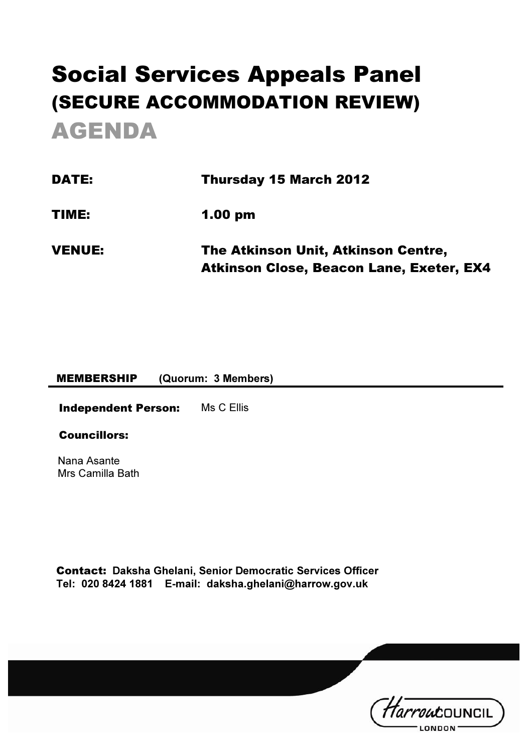# Social Services Appeals Panel
## (SECURE ACCOMMODATION REVIEW)
# AGENDA

**DATE:** Thursday 15 March 2012

**TIME:** 1.00 pm

**VENUE:** The Atkinson Unit, Atkinson Centre, Atkinson Close, Beacon Lane, Exeter, EX4

**MEMBERSHIP** (Quorum: 3 Members)

**Independent Person:** Ms C Ellis

**Councillors:**

Nana Asante
Mrs Camilla Bath

**Contact:** Daksha Ghelani, Senior Democratic Services Officer
**Tel:** 020 8424 1881 **E-mail:** daksha.ghelani@harrow.gov.uk

Harrow COUNCIL LONDON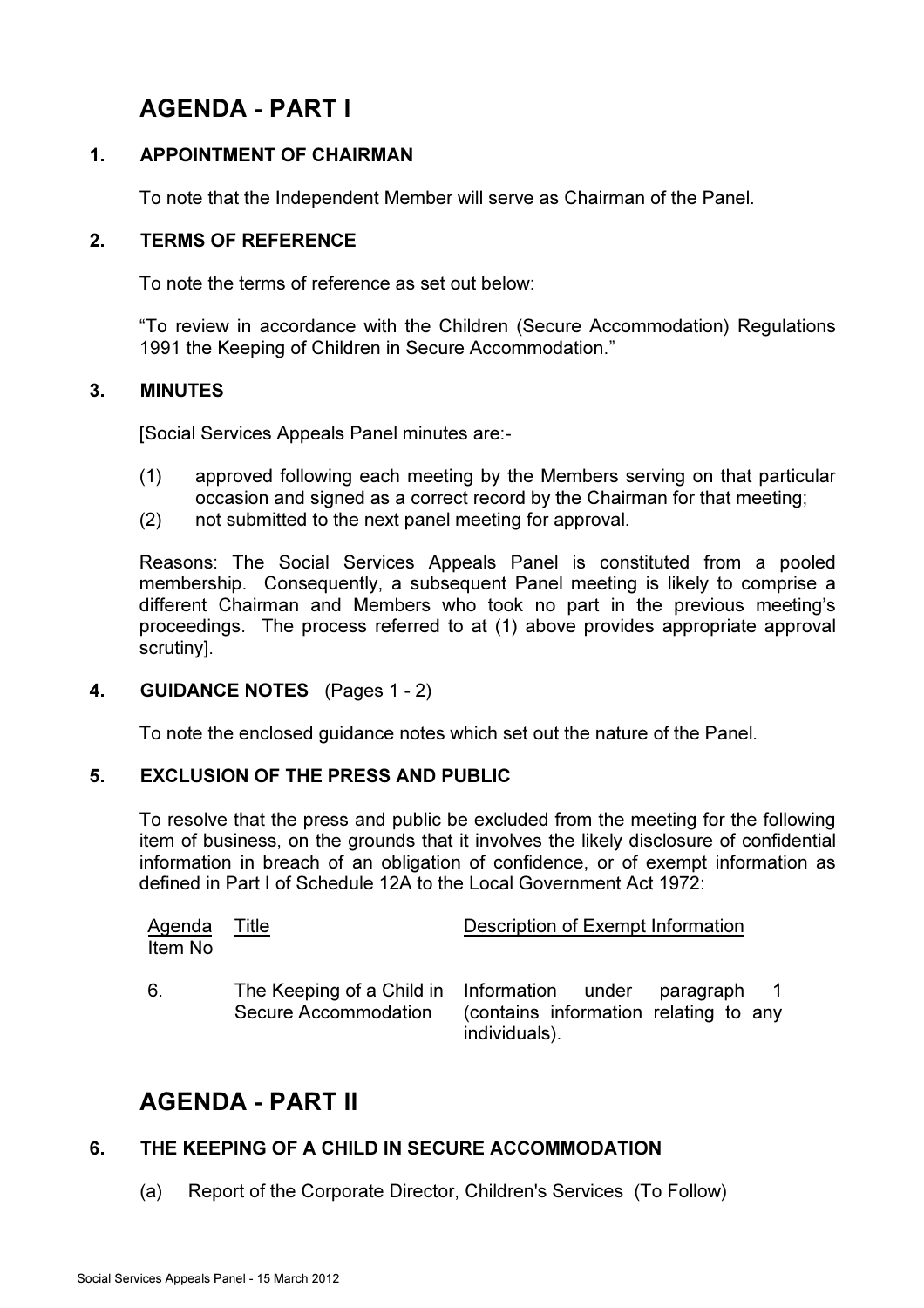# AGENDA - PART I

## 1. APPOINTMENT OF CHAIRMAN

To note that the Independent Member will serve as Chairman of the Panel.

## 2. TERMS OF REFERENCE

To note the terms of reference as set out below:

"To review in accordance with the Children (Secure Accommodation) Regulations 1991 the Keeping of Children in Secure Accommodation."

## 3. MINUTES

[Social Services Appeals Panel minutes are:-

(1) approved following each meeting by the Members serving on that particular occasion and signed as a correct record by the Chairman for that meeting;
(2) not submitted to the next panel meeting for approval.

Reasons: The Social Services Appeals Panel is constituted from a pooled membership. Consequently, a subsequent Panel meeting is likely to comprise a different Chairman and Members who took no part in the previous meeting's proceedings. The process referred to at (1) above provides appropriate approval scrutiny].

## 4. GUIDANCE NOTES (Pages 1 - 2)

To note the enclosed guidance notes which set out the nature of the Panel.

## 5. EXCLUSION OF THE PRESS AND PUBLIC

To resolve that the press and public be excluded from the meeting for the following item of business, on the grounds that it involves the likely disclosure of confidential information in breach of an obligation of confidence, or of exempt information as defined in Part I of Schedule 12A to the Local Government Act 1972:

| Agenda Item No | Title | Description of Exempt Information |
|---|---|---|
| 6. | The Keeping of a Child in Secure Accommodation | Information under paragraph 1 (contains information relating to any individuals). |

# AGENDA - PART II

## 6. THE KEEPING OF A CHILD IN SECURE ACCOMMODATION

(a) Report of the Corporate Director, Children's Services (To Follow)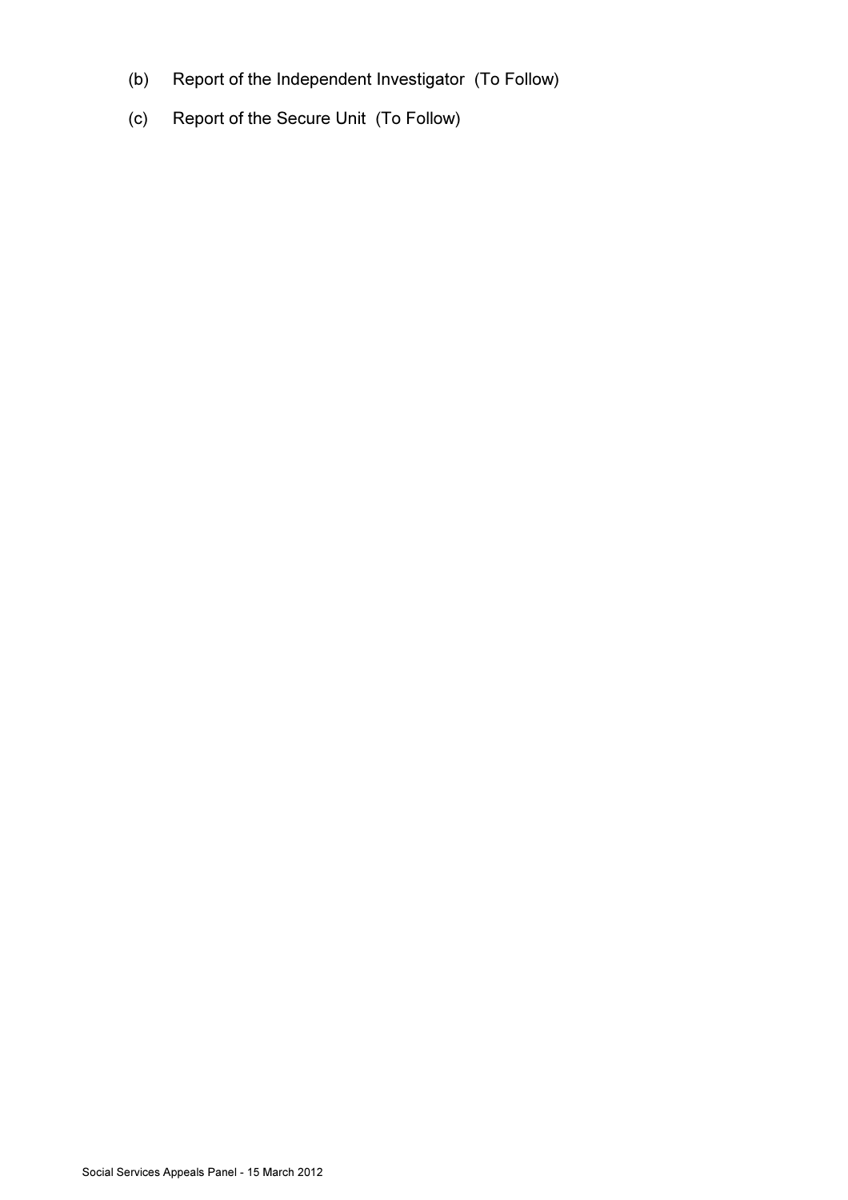(b) Report of the Independent Investigator (To Follow)

(c) Report of the Secure Unit (To Follow)